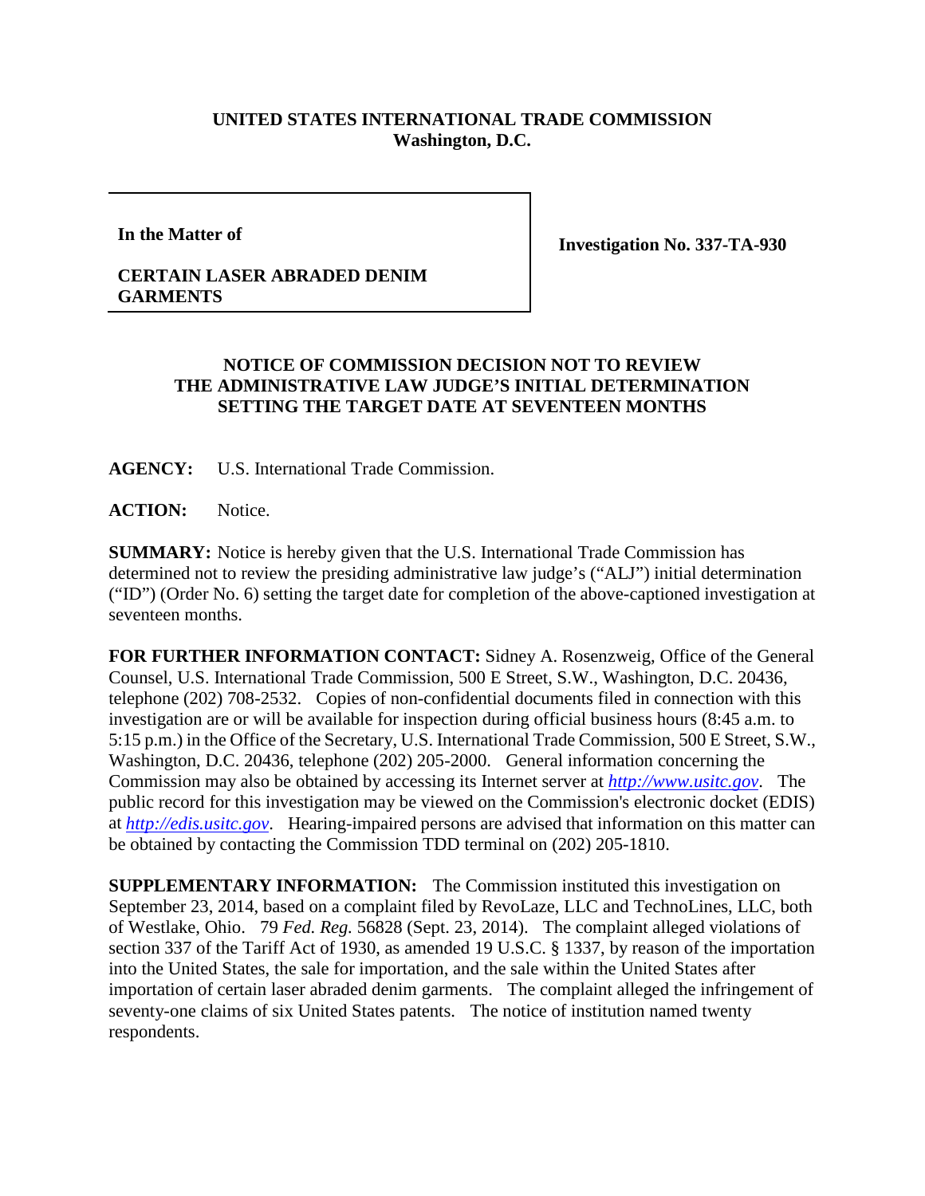**UNITED STATES INTERNATIONAL TRADE COMMISSION**
**Washington, D.C.**

| In the Matter of | |
|---|---|
| **CERTAIN LASER ABRADED DENIM GARMENTS** | **Investigation No. 337-TA-930** |

## NOTICE OF COMMISSION DECISION NOT TO REVIEW THE ADMINISTRATIVE LAW JUDGE'S INITIAL DETERMINATION SETTING THE TARGET DATE AT SEVENTEEN MONTHS

**AGENCY:** U.S. International Trade Commission.

**ACTION:** Notice.

**SUMMARY:** Notice is hereby given that the U.S. International Trade Commission has determined not to review the presiding administrative law judge's ("ALJ") initial determination ("ID") (Order No. 6) setting the target date for completion of the above-captioned investigation at seventeen months.

**FOR FURTHER INFORMATION CONTACT:** Sidney A. Rosenzweig, Office of the General Counsel, U.S. International Trade Commission, 500 E Street, S.W., Washington, D.C. 20436, telephone (202) 708-2532. Copies of non-confidential documents filed in connection with this investigation are or will be available for inspection during official business hours (8:45 a.m. to 5:15 p.m.) in the Office of the Secretary, U.S. International Trade Commission, 500 E Street, S.W., Washington, D.C. 20436, telephone (202) 205-2000. General information concerning the Commission may also be obtained by accessing its Internet server at *http://www.usitc.gov*. The public record for this investigation may be viewed on the Commission's electronic docket (EDIS) at *http://edis.usitc.gov*. Hearing-impaired persons are advised that information on this matter can be obtained by contacting the Commission TDD terminal on (202) 205-1810.

**SUPPLEMENTARY INFORMATION:** The Commission instituted this investigation on September 23, 2014, based on a complaint filed by RevoLaze, LLC and TechnoLines, LLC, both of Westlake, Ohio. 79 *Fed. Reg.* 56828 (Sept. 23, 2014). The complaint alleged violations of section 337 of the Tariff Act of 1930, as amended 19 U.S.C. § 1337, by reason of the importation into the United States, the sale for importation, and the sale within the United States after importation of certain laser abraded denim garments. The complaint alleged the infringement of seventy-one claims of six United States patents. The notice of institution named twenty respondents.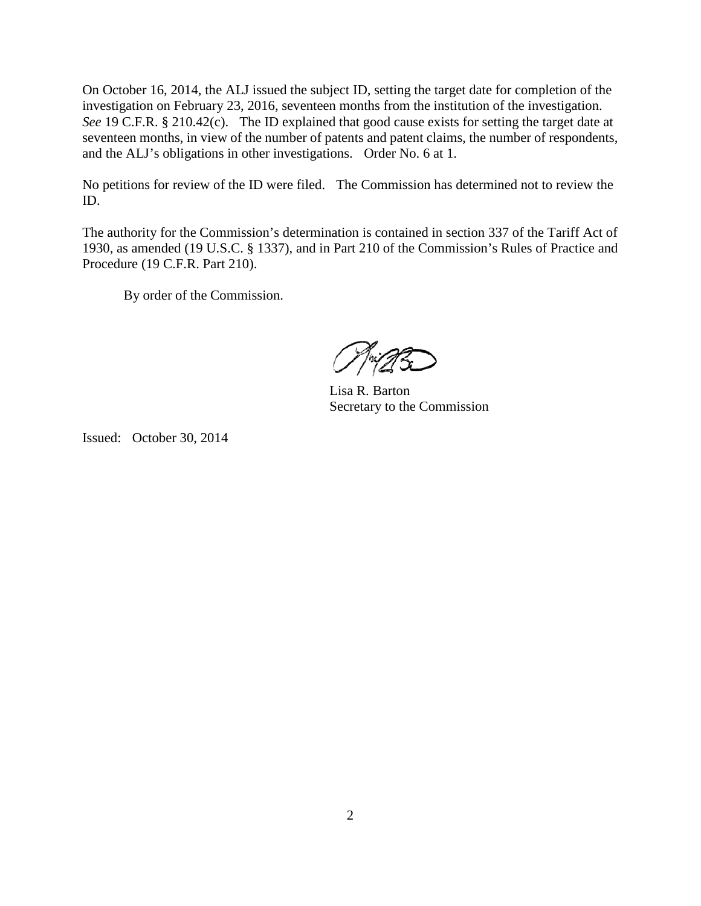On October 16, 2014, the ALJ issued the subject ID, setting the target date for completion of the investigation on February 23, 2016, seventeen months from the institution of the investigation. *See* 19 C.F.R. § 210.42(c). The ID explained that good cause exists for setting the target date at seventeen months, in view of the number of patents and patent claims, the number of respondents, and the ALJ's obligations in other investigations. Order No. 6 at 1.

No petitions for review of the ID were filed. The Commission has determined not to review the ID.

The authority for the Commission's determination is contained in section 337 of the Tariff Act of 1930, as amended (19 U.S.C. § 1337), and in Part 210 of the Commission's Rules of Practice and Procedure (19 C.F.R. Part 210).

By order of the Commission.

Lisa R. Barton
Secretary to the Commission

Issued: October 30, 2014